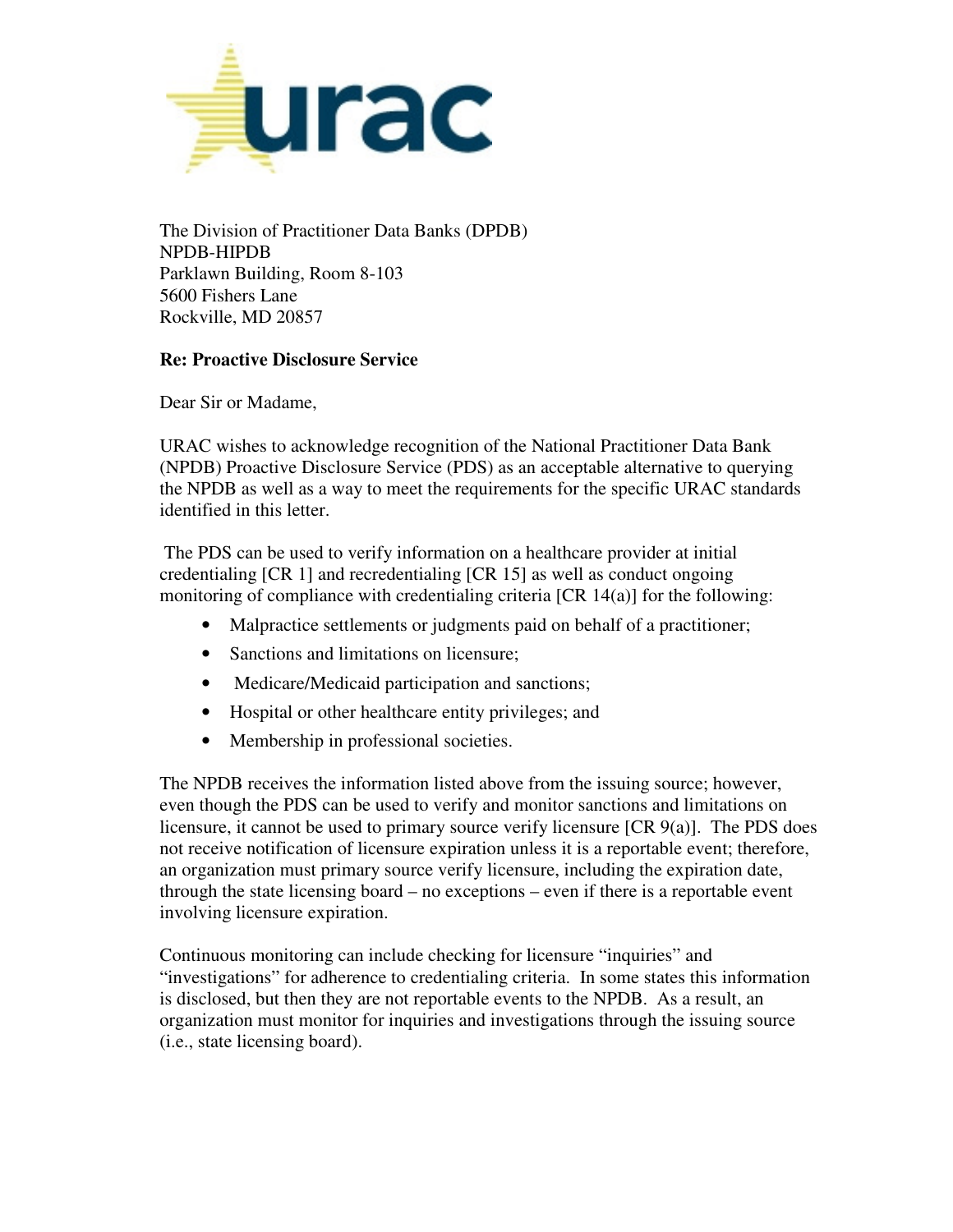The Division of Practitioner Data Banks (DPDB)
NPDB-HIPDB
Parklawn Building, Room 8-103
5600 Fishers Lane
Rockville, MD 20857

**Re: Proactive Disclosure Service**

Dear Sir or Madame,

URAC wishes to acknowledge recognition of the National Practitioner Data Bank (NPDB) Proactive Disclosure Service (PDS) as an acceptable alternative to querying the NPDB as well as a way to meet the requirements for the specific URAC standards identified in this letter.

The PDS can be used to verify information on a healthcare provider at initial credentialing [CR 1] and recredentialing [CR 15] as well as conduct ongoing monitoring of compliance with credentialing criteria [CR 14(a)] for the following:

- Malpractice settlements or judgments paid on behalf of a practitioner;
- Sanctions and limitations on licensure;
- Medicare/Medicaid participation and sanctions;
- Hospital or other healthcare entity privileges; and
- Membership in professional societies.

The NPDB receives the information listed above from the issuing source; however, even though the PDS can be used to verify and monitor sanctions and limitations on licensure, it cannot be used to primary source verify licensure [CR 9(a)]. The PDS does not receive notification of licensure expiration unless it is a reportable event; therefore, an organization must primary source verify licensure, including the expiration date, through the state licensing board – no exceptions – even if there is a reportable event involving licensure expiration.

Continuous monitoring can include checking for licensure "inquiries" and "investigations" for adherence to credentialing criteria. In some states this information is disclosed, but then they are not reportable events to the NPDB. As a result, an organization must monitor for inquiries and investigations through the issuing source (i.e., state licensing board).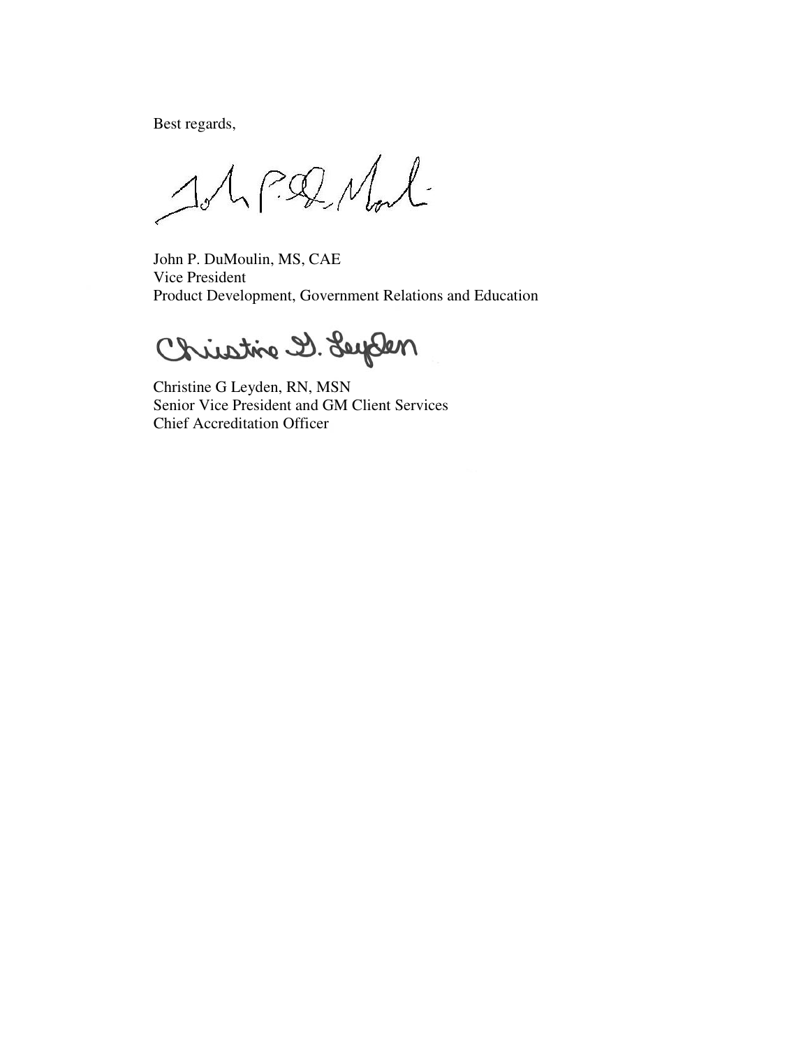Best regards,

John P. DuMoulin, MS, CAE
Vice President
Product Development, Government Relations and Education

Christine G Leyden, RN, MSN
Senior Vice President and GM Client Services
Chief Accreditation Officer